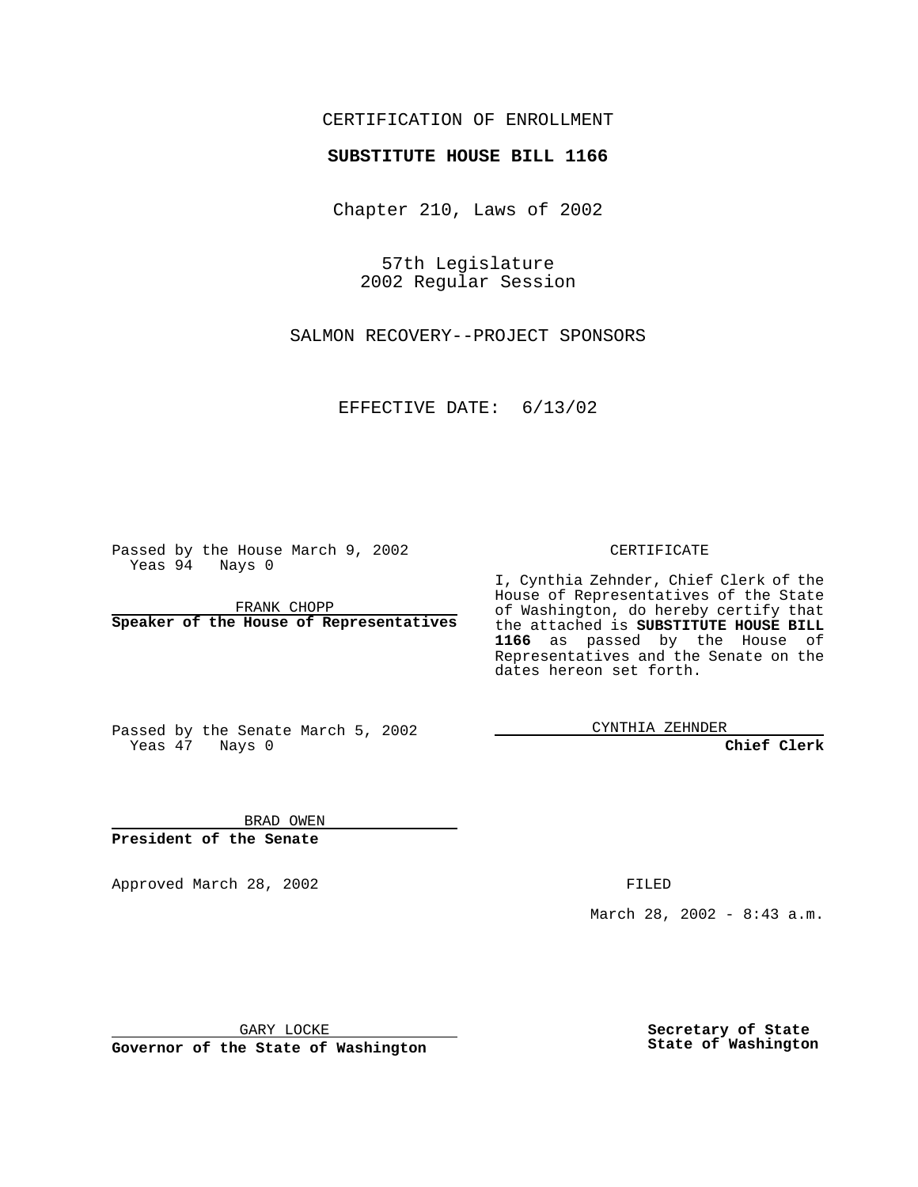CERTIFICATION OF ENROLLMENT

**SUBSTITUTE HOUSE BILL 1166**

Chapter 210, Laws of 2002

57th Legislature
2002 Regular Session

SALMON RECOVERY--PROJECT SPONSORS

EFFECTIVE DATE: 6/13/02

Passed by the House March 9, 2002
Yeas 94 Nays 0

FRANK CHOPP
**Speaker of the House of Representatives**

Passed by the Senate March 5, 2002
Yeas 47 Nays 0

BRAD OWEN
**President of the Senate**

Approved March 28, 2002

GARY LOCKE
**Governor of the State of Washington**

CERTIFICATE

I, Cynthia Zehnder, Chief Clerk of the House of Representatives of the State of Washington, do hereby certify that the attached is **SUBSTITUTE HOUSE BILL 1166** as passed by the House of Representatives and the Senate on the dates hereon set forth.

CYNTHIA ZEHNDER
**Chief Clerk**

FILED

March 28, 2002 - 8:43 a.m.

**Secretary of State**
**State of Washington**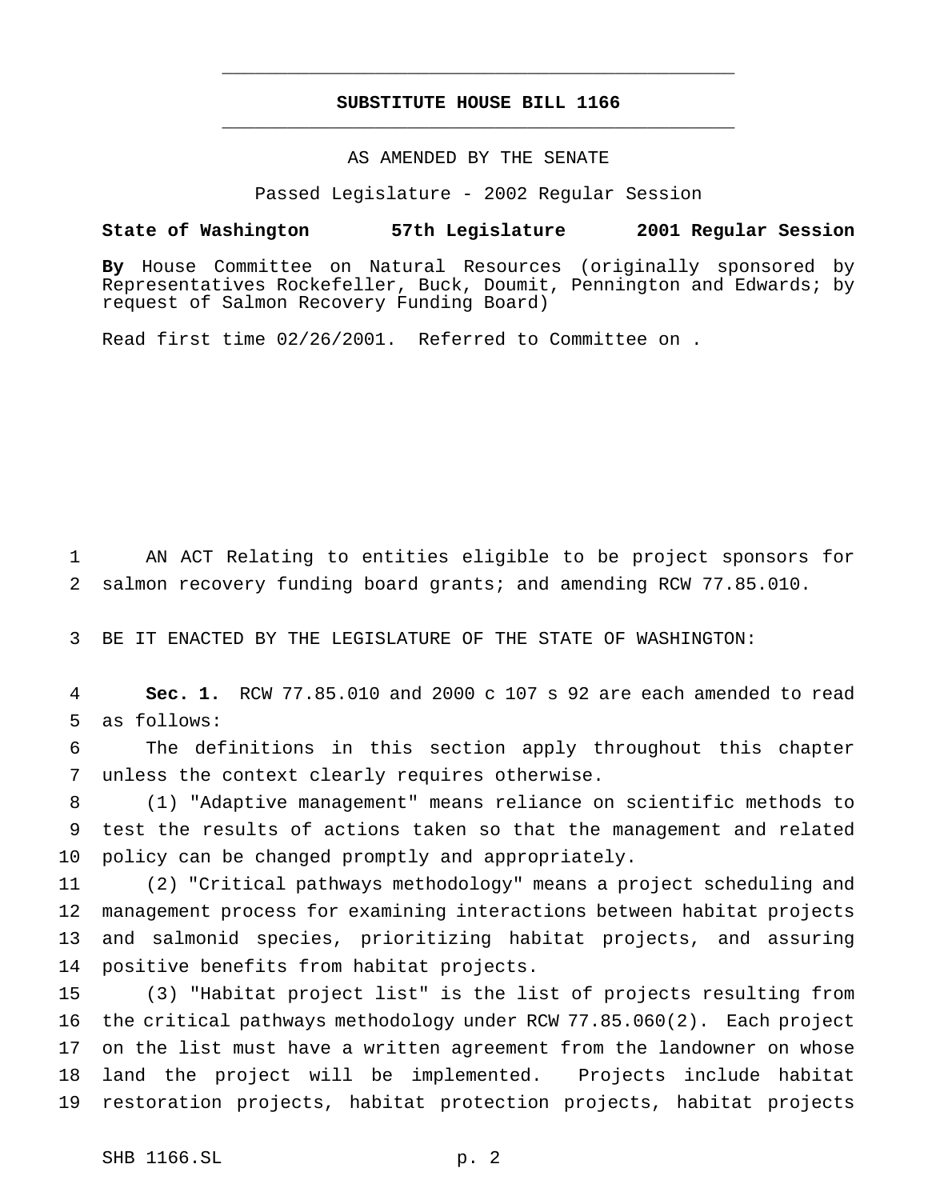# SUBSTITUTE HOUSE BILL 1166

AS AMENDED BY THE SENATE

Passed Legislature - 2002 Regular Session

**State of Washington 57th Legislature 2001 Regular Session**

**By** House Committee on Natural Resources (originally sponsored by Representatives Rockefeller, Buck, Doumit, Pennington and Edwards; by request of Salmon Recovery Funding Board)

Read first time 02/26/2001. Referred to Committee on .

AN ACT Relating to entities eligible to be project sponsors for salmon recovery funding board grants; and amending RCW 77.85.010.

BE IT ENACTED BY THE LEGISLATURE OF THE STATE OF WASHINGTON:

**Sec. 1.** RCW 77.85.010 and 2000 c 107 s 92 are each amended to read as follows:

The definitions in this section apply throughout this chapter unless the context clearly requires otherwise.

(1) "Adaptive management" means reliance on scientific methods to test the results of actions taken so that the management and related policy can be changed promptly and appropriately.

(2) "Critical pathways methodology" means a project scheduling and management process for examining interactions between habitat projects and salmonid species, prioritizing habitat projects, and assuring positive benefits from habitat projects.

(3) "Habitat project list" is the list of projects resulting from the critical pathways methodology under RCW 77.85.060(2). Each project on the list must have a written agreement from the landowner on whose land the project will be implemented. Projects include habitat restoration projects, habitat protection projects, habitat projects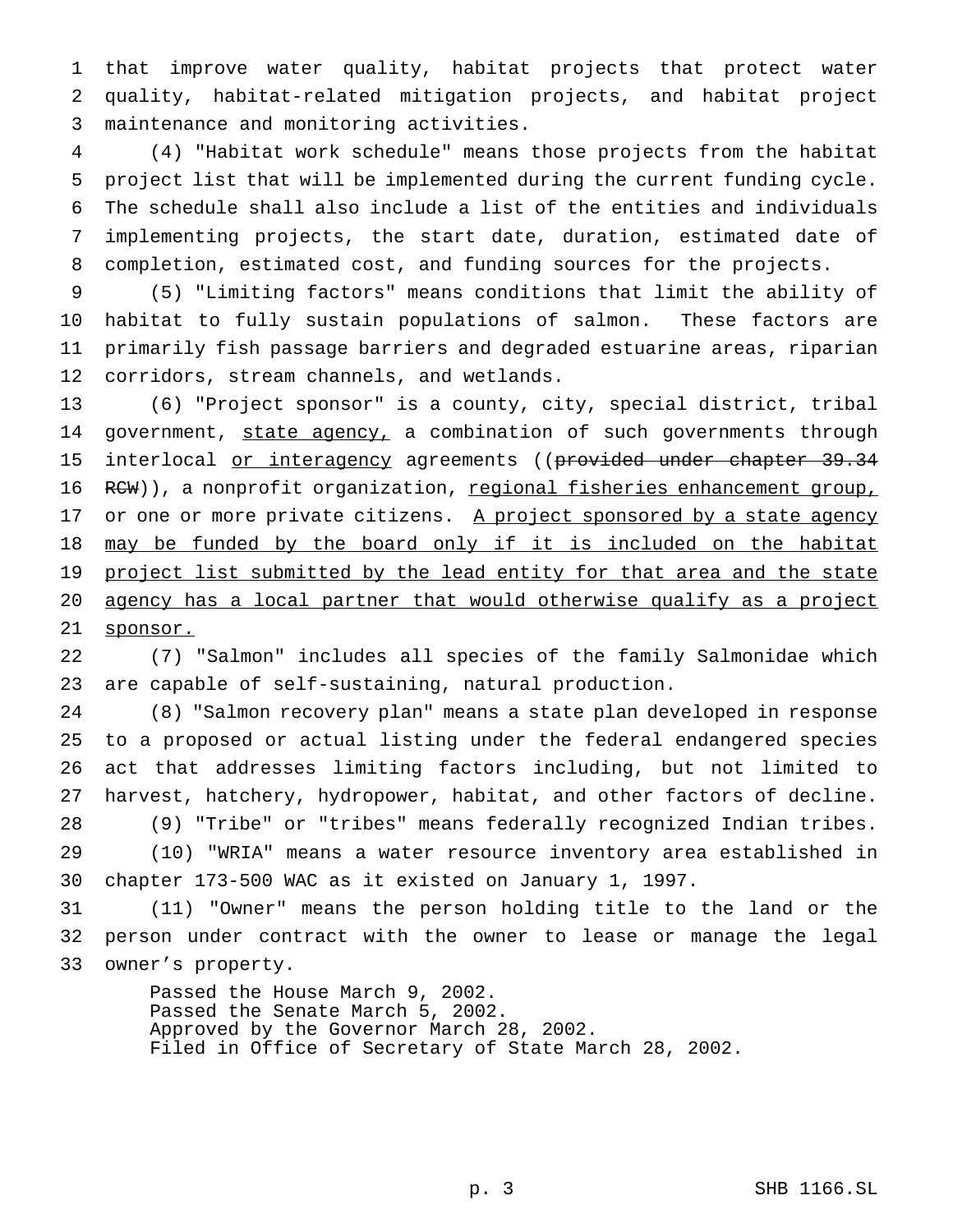that improve water quality, habitat projects that protect water quality, habitat-related mitigation projects, and habitat project maintenance and monitoring activities.

(4) "Habitat work schedule" means those projects from the habitat project list that will be implemented during the current funding cycle. The schedule shall also include a list of the entities and individuals implementing projects, the start date, duration, estimated date of completion, estimated cost, and funding sources for the projects.

(5) "Limiting factors" means conditions that limit the ability of habitat to fully sustain populations of salmon. These factors are primarily fish passage barriers and degraded estuarine areas, riparian corridors, stream channels, and wetlands.

(6) "Project sponsor" is a county, city, special district, tribal government, <u>state agency,</u> a combination of such governments through interlocal <u>or interagency</u> agreements ((~~provided under chapter 39.34 RCW~~)), a nonprofit organization, <u>regional fisheries enhancement group,</u> or one or more private citizens. <u>A project sponsored by a state agency may be funded by the board only if it is included on the habitat project list submitted by the lead entity for that area and the state agency has a local partner that would otherwise qualify as a project sponsor.</u>

(7) "Salmon" includes all species of the family Salmonidae which are capable of self-sustaining, natural production.

(8) "Salmon recovery plan" means a state plan developed in response to a proposed or actual listing under the federal endangered species act that addresses limiting factors including, but not limited to harvest, hatchery, hydropower, habitat, and other factors of decline.

(9) "Tribe" or "tribes" means federally recognized Indian tribes.

(10) "WRIA" means a water resource inventory area established in chapter 173-500 WAC as it existed on January 1, 1997.

(11) "Owner" means the person holding title to the land or the person under contract with the owner to lease or manage the legal owner's property.

Passed the House March 9, 2002.
Passed the Senate March 5, 2002.
Approved by the Governor March 28, 2002.
Filed in Office of Secretary of State March 28, 2002.